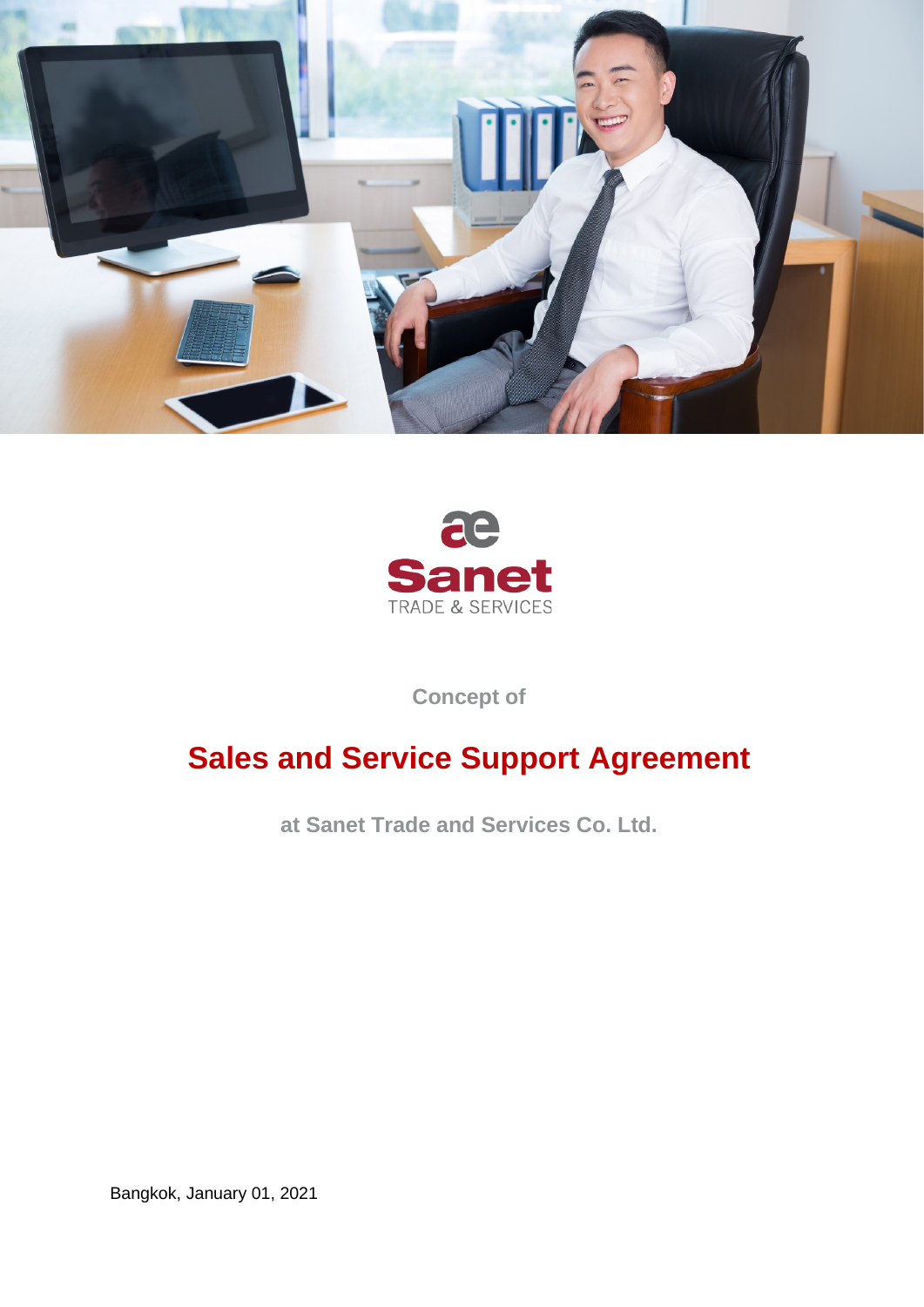Sanet

TRADE & SERVICES

Concept of

# Sales and Service Support Agreement

at Sanet Trade and Services Co. Ltd.

Bangkok, January 01, 2021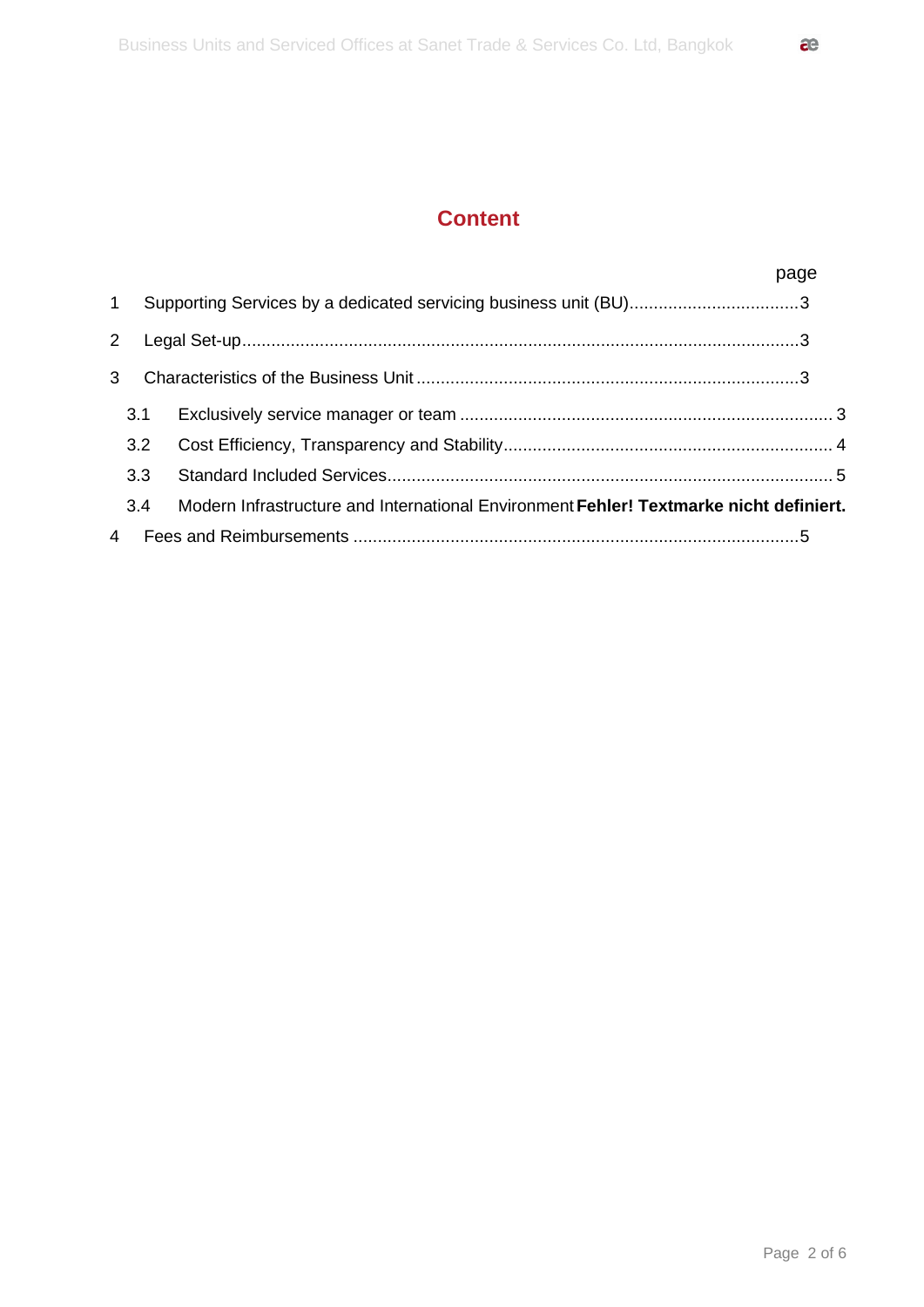# Content

| | | page |
|---|---|---|
| 1 | Supporting Services by a dedicated servicing business unit (BU) | 3 |
| 2 | Legal Set-up | 3 |
| 3 | Characteristics of the Business Unit | 3 |
| 3.1 | Exclusively service manager or team | 3 |
| 3.2 | Cost Efficiency, Transparency and Stability | 4 |
| 3.3 | Standard Included Services | 5 |
| 3.4 | Modern Infrastructure and International Environment | **Fehler! Textmarke nicht definiert.** |
| 4 | Fees and Reimbursements | 5 |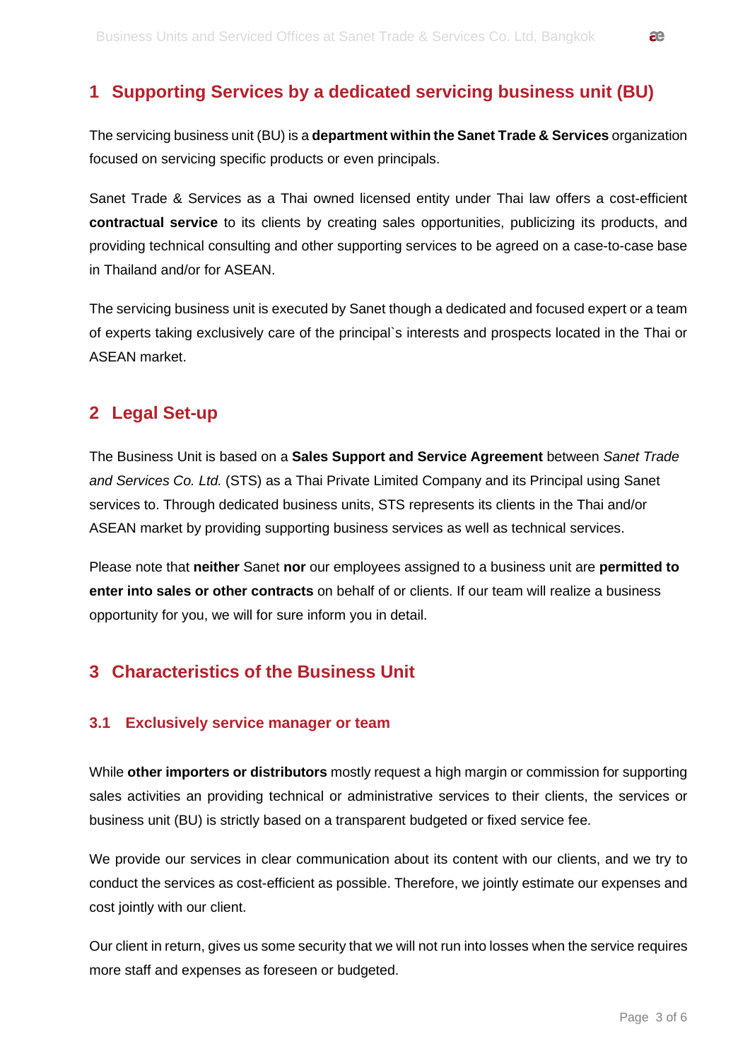# 1 Supporting Services by a dedicated servicing business unit (BU)

The servicing business unit (BU) is a **department within the Sanet Trade & Services** organization focused on servicing specific products or even principals.

Sanet Trade & Services as a Thai owned licensed entity under Thai law offers a cost-efficient **contractual service** to its clients by creating sales opportunities, publicizing its products, and providing technical consulting and other supporting services to be agreed on a case-to-case base in Thailand and/or for ASEAN.

The servicing business unit is executed by Sanet though a dedicated and focused expert or a team of experts taking exclusively care of the principal`s interests and prospects located in the Thai or ASEAN market.

# 2 Legal Set-up

The Business Unit is based on a **Sales Support and Service Agreement** between *Sanet Trade and Services Co. Ltd.* (STS) as a Thai Private Limited Company and its Principal using Sanet services to. Through dedicated business units, STS represents its clients in the Thai and/or ASEAN market by providing supporting business services as well as technical services.

Please note that **neither** Sanet **nor** our employees assigned to a business unit are **permitted to enter into sales or other contracts** on behalf of or clients. If our team will realize a business opportunity for you, we will for sure inform you in detail.

# 3 Characteristics of the Business Unit

## 3.1 Exclusively service manager or team

While **other importers or distributors** mostly request a high margin or commission for supporting sales activities an providing technical or administrative services to their clients, the services or business unit (BU) is strictly based on a transparent budgeted or fixed service fee.

We provide our services in clear communication about its content with our clients, and we try to conduct the services as cost-efficient as possible. Therefore, we jointly estimate our expenses and cost jointly with our client.

Our client in return, gives us some security that we will not run into losses when the service requires more staff and expenses as foreseen or budgeted.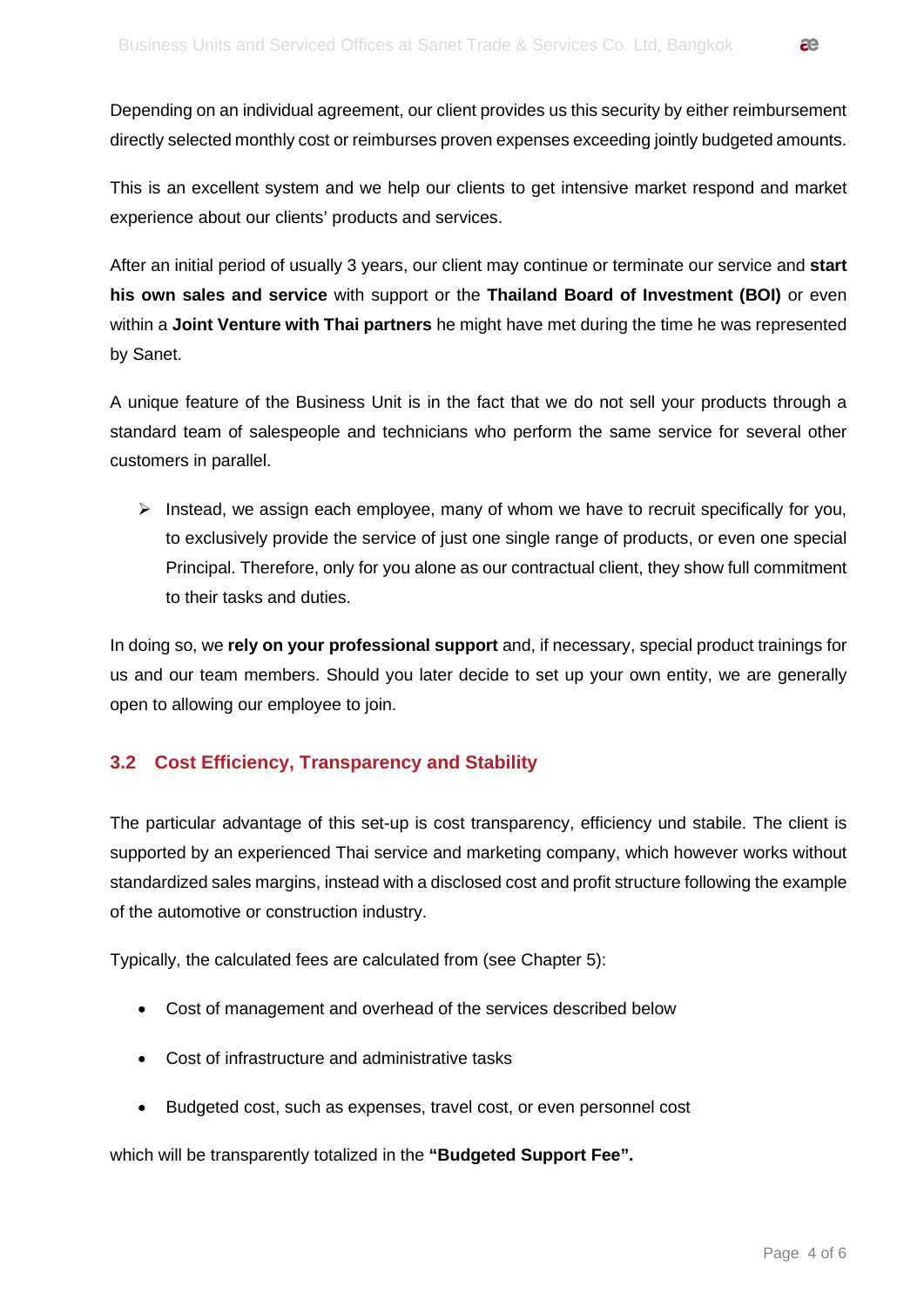Depending on an individual agreement, our client provides us this security by either reimbursement directly selected monthly cost or reimburses proven expenses exceeding jointly budgeted amounts.

This is an excellent system and we help our clients to get intensive market respond and market experience about our clients' products and services.

After an initial period of usually 3 years, our client may continue or terminate our service and **start his own sales and service** with support or the **Thailand Board of Investment (BOI)** or even within a **Joint Venture with Thai partners** he might have met during the time he was represented by Sanet.

A unique feature of the Business Unit is in the fact that we do not sell your products through a standard team of salespeople and technicians who perform the same service for several other customers in parallel.

- Instead, we assign each employee, many of whom we have to recruit specifically for you, to exclusively provide the service of just one single range of products, or even one special Principal. Therefore, only for you alone as our contractual client, they show full commitment to their tasks and duties.

In doing so, we **rely on your professional support** and, if necessary, special product trainings for us and our team members. Should you later decide to set up your own entity, we are generally open to allowing our employee to join.

### 3.2 Cost Efficiency, Transparency and Stability

The particular advantage of this set-up is cost transparency, efficiency und stabile. The client is supported by an experienced Thai service and marketing company, which however works without standardized sales margins, instead with a disclosed cost and profit structure following the example of the automotive or construction industry.

Typically, the calculated fees are calculated from (see Chapter 5):

- Cost of management and overhead of the services described below
- Cost of infrastructure and administrative tasks
- Budgeted cost, such as expenses, travel cost, or even personnel cost

which will be transparently totalized in the **"Budgeted Support Fee".**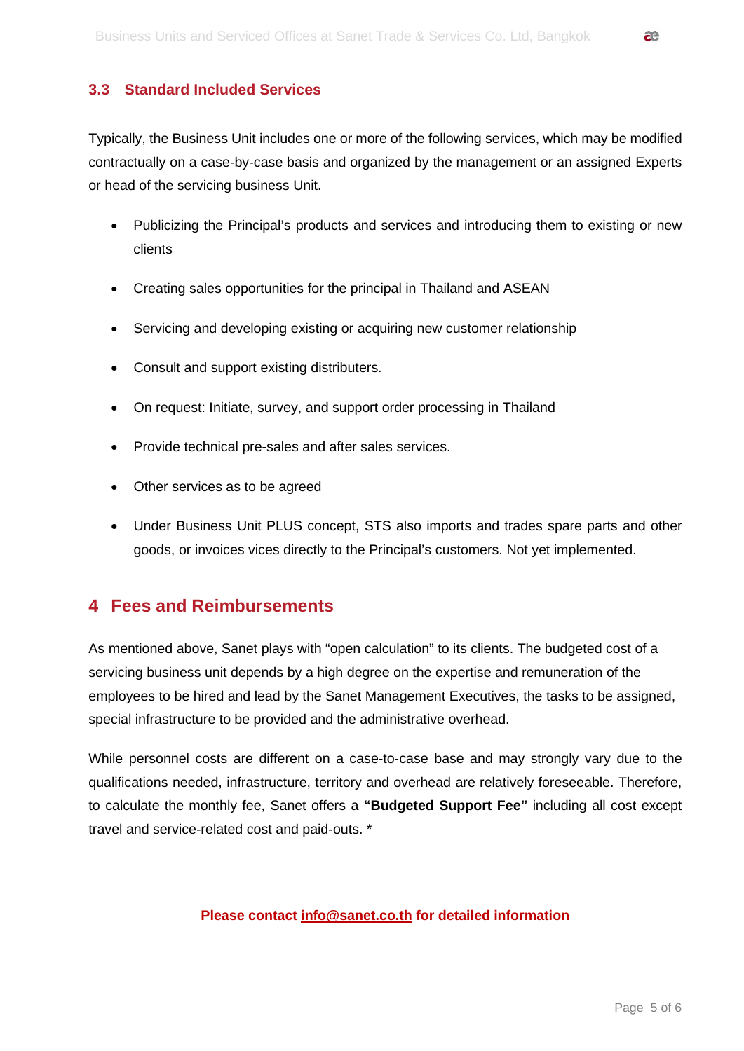### 3.3 Standard Included Services

Typically, the Business Unit includes one or more of the following services, which may be modified contractually on a case-by-case basis and organized by the management or an assigned Experts or head of the servicing business Unit.

- Publicizing the Principal's products and services and introducing them to existing or new clients
- Creating sales opportunities for the principal in Thailand and ASEAN
- Servicing and developing existing or acquiring new customer relationship
- Consult and support existing distributers.
- On request: Initiate, survey, and support order processing in Thailand
- Provide technical pre-sales and after sales services.
- Other services as to be agreed
- Under Business Unit PLUS concept, STS also imports and trades spare parts and other goods, or invoices vices directly to the Principal's customers. Not yet implemented.

## 4 Fees and Reimbursements

As mentioned above, Sanet plays with "open calculation" to its clients. The budgeted cost of a servicing business unit depends by a high degree on the expertise and remuneration of the employees to be hired and lead by the Sanet Management Executives, the tasks to be assigned, special infrastructure to be provided and the administrative overhead.

While personnel costs are different on a case-to-case base and may strongly vary due to the qualifications needed, infrastructure, territory and overhead are relatively foreseeable. Therefore, to calculate the monthly fee, Sanet offers a **"Budgeted Support Fee"** including all cost except travel and service-related cost and paid-outs. *

**Please contact info@sanet.co.th for detailed information**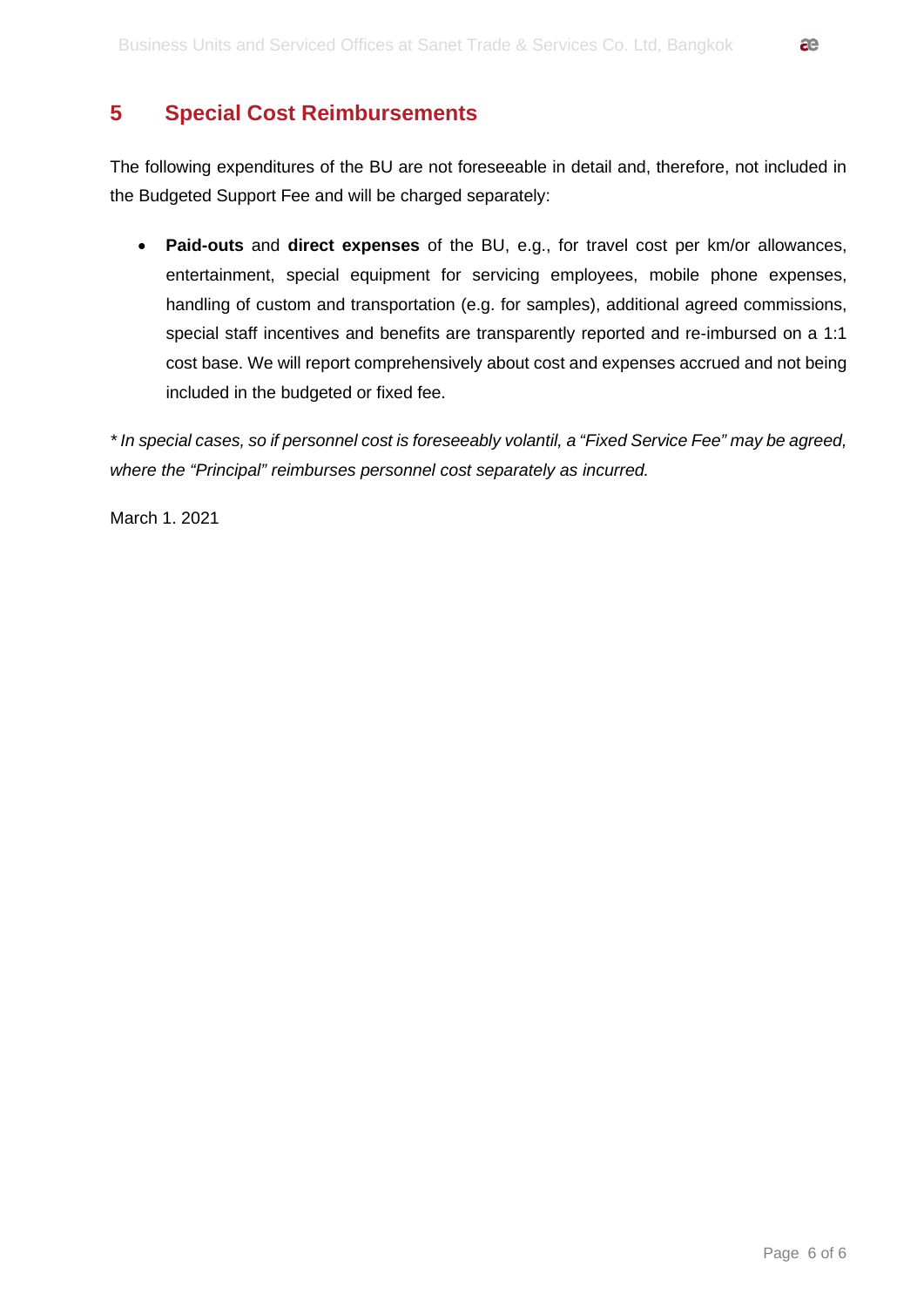# 5 Special Cost Reimbursements

The following expenditures of the BU are not foreseeable in detail and, therefore, not included in the Budgeted Support Fee and will be charged separately:

- **Paid-outs** and **direct expenses** of the BU, e.g., for travel cost per km/or allowances, entertainment, special equipment for servicing employees, mobile phone expenses, handling of custom and transportation (e.g. for samples), additional agreed commissions, special staff incentives and benefits are transparently reported and re-imbursed on a 1:1 cost base. We will report comprehensively about cost and expenses accrued and not being included in the budgeted or fixed fee.

*\* In special cases, so if personnel cost is foreseeably volantil, a "Fixed Service Fee" may be agreed, where the "Principal" reimburses personnel cost separately as incurred.*

March 1. 2021